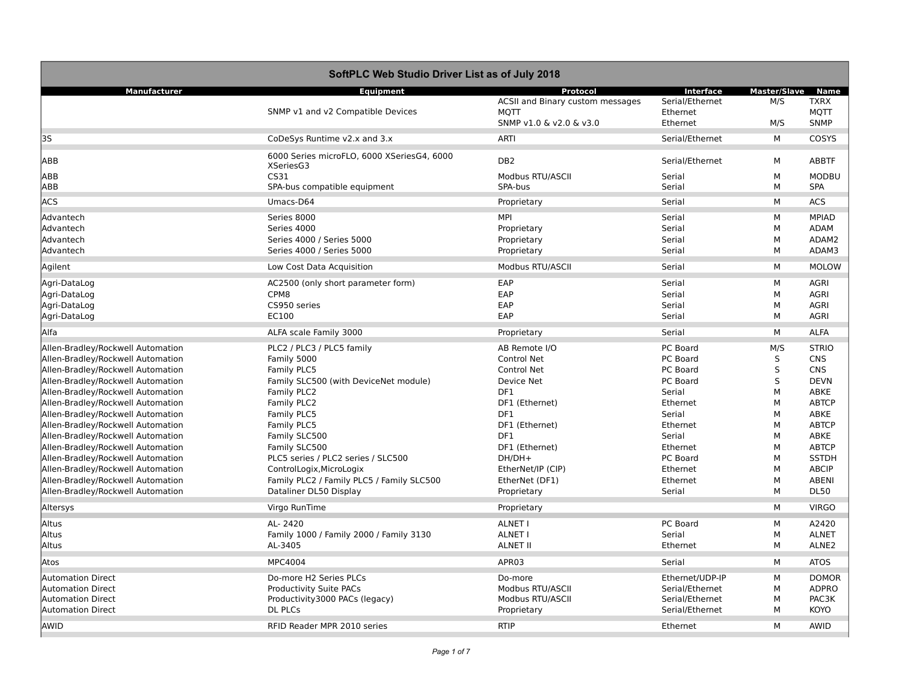# SoftPLC Web Studio Driver List as of July 2018

| Manufacturer | Equipment | Protocol | Interface | Master/Slave | Name |
|---|---|---|---|---|---|
| | | ACSII and Binary custom messages | Serial/Ethernet | M/S | TXRX |
| | SNMP v1 and v2 Compatible Devices | MQTT | Ethernet | | MQTT |
| | | SNMP v1.0 & v2.0 & v3.0 | Ethernet | M/S | SNMP |
| 3S | CoDeSys Runtime v2.x and 3.x | ARTI | Serial/Ethernet | M | COSYS |
| ABB | 6000 Series microFLO, 6000 XSeriesG4, 6000 XSeriesG3 | DB2 | Serial/Ethernet | M | ABBTF |
| ABB | CS31 | Modbus RTU/ASCII | Serial | M | MODBU |
| ABB | SPA-bus compatible equipment | SPA-bus | Serial | M | SPA |
| ACS | Umacs-D64 | Proprietary | Serial | M | ACS |
| Advantech | Series 8000 | MPI | Serial | M | MPIAD |
| Advantech | Series 4000 | Proprietary | Serial | M | ADAM |
| Advantech | Series 4000 / Series 5000 | Proprietary | Serial | M | ADAM2 |
| Advantech | Series 4000 / Series 5000 | Proprietary | Serial | M | ADAM3 |
| Agilent | Low Cost Data Acquisition | Modbus RTU/ASCII | Serial | M | MOLOW |
| Agri-DataLog | AC2500 (only short parameter form) | EAP | Serial | M | AGRI |
| Agri-DataLog | CPM8 | EAP | Serial | M | AGRI |
| Agri-DataLog | CS950 series | EAP | Serial | M | AGRI |
| Agri-DataLog | EC100 | EAP | Serial | M | AGRI |
| Alfa | ALFA scale Family 3000 | Proprietary | Serial | M | ALFA |
| Allen-Bradley/Rockwell Automation | PLC2 / PLC3 / PLC5 family | AB Remote I/O | PC Board | M/S | STRIO |
| Allen-Bradley/Rockwell Automation | Family 5000 | Control Net | PC Board | S | CNS |
| Allen-Bradley/Rockwell Automation | Family PLC5 | Control Net | PC Board | S | CNS |
| Allen-Bradley/Rockwell Automation | Family SLC500 (with DeviceNet module) | Device Net | PC Board | S | DEVN |
| Allen-Bradley/Rockwell Automation | Family PLC2 | DF1 | Serial | M | ABKE |
| Allen-Bradley/Rockwell Automation | Family PLC2 | DF1 (Ethernet) | Ethernet | M | ABTCP |
| Allen-Bradley/Rockwell Automation | Family PLC5 | DF1 | Serial | M | ABKE |
| Allen-Bradley/Rockwell Automation | Family PLC5 | DF1 (Ethernet) | Ethernet | M | ABTCP |
| Allen-Bradley/Rockwell Automation | Family SLC500 | DF1 | Serial | M | ABKE |
| Allen-Bradley/Rockwell Automation | Family SLC500 | DF1 (Ethernet) | Ethernet | M | ABTCP |
| Allen-Bradley/Rockwell Automation | PLC5 series / PLC2 series / SLC500 | DH/DH+ | PC Board | M | SSTDH |
| Allen-Bradley/Rockwell Automation | ControlLogix,MicroLogix | EtherNet/IP (CIP) | Ethernet | M | ABCIP |
| Allen-Bradley/Rockwell Automation | Family PLC2 / Family PLC5 / Family SLC500 | EtherNet (DF1) | Ethernet | M | ABENI |
| Allen-Bradley/Rockwell Automation | Dataliner DL50 Display | Proprietary | Serial | M | DL50 |
| Altersys | Virgo RunTime | Proprietary | | M | VIRGO |
| Altus | AL- 2420 | ALNET I | PC Board | M | A2420 |
| Altus | Family 1000 / Family 2000 / Family 3130 | ALNET I | Serial | M | ALNET |
| Altus | AL-3405 | ALNET II | Ethernet | M | ALNE2 |
| Atos | MPC4004 | APR03 | Serial | M | ATOS |
| Automation Direct | Do-more H2 Series PLCs | Do-more | Ethernet/UDP-IP | M | DOMOR |
| Automation Direct | Productivity Suite PACs | Modbus RTU/ASCII | Serial/Ethernet | M | ADPRO |
| Automation Direct | Productivity3000 PACs (legacy) | Modbus RTU/ASCII | Serial/Ethernet | M | PAC3K |
| Automation Direct | DL PLCs | Proprietary | Serial/Ethernet | M | KOYO |
| AWID | RFID Reader MPR 2010 series | RTIP | Ethernet | M | AWID |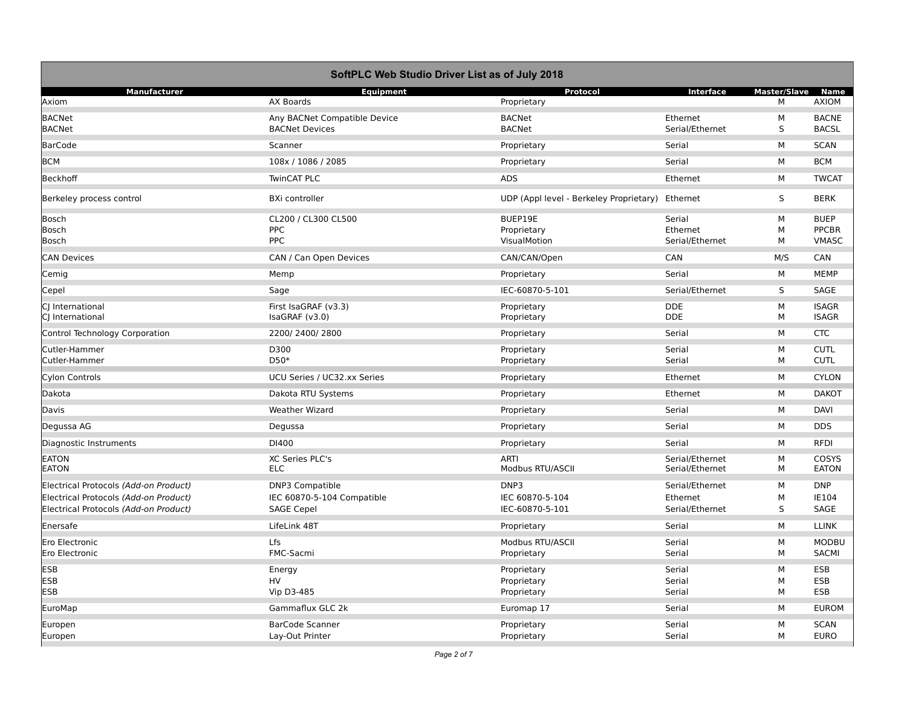| SoftPLC Web Studio Driver List as of July 2018 | | | | | |
|---|---|---|---|---|---|
| **Manufacturer** | **Equipment** | **Protocol** | **Interface** | **Master/Slave** | **Name** |
| Axiom | AX Boards | Proprietary | | M | AXIOM |
| BACNet | Any BACNet Compatible Device | BACNet | Ethernet | M | BACNE |
| BACNet | BACNet Devices | BACNet | Serial/Ethernet | S | BACSL |
| BarCode | Scanner | Proprietary | Serial | M | SCAN |
| BCM | 108x / 1086 / 2085 | Proprietary | Serial | M | BCM |
| Beckhoff | TwinCAT PLC | ADS | Ethernet | M | TWCAT |
| Berkeley process control | BXi controller | UDP (Appl level - Berkeley Proprietary) | Ethernet | S | BERK |
| Bosch | CL200 / CL300 CL500 | BUEP19E | Serial | M | BUEP |
| Bosch | PPC | Proprietary | Ethernet | M | PPCBR |
| Bosch | PPC | VisualMotion | Serial/Ethernet | M | VMASC |
| CAN Devices | CAN / Can Open Devices | CAN/CAN/Open | CAN | M/S | CAN |
| Cemig | Memp | Proprietary | Serial | M | MEMP |
| Cepel | Sage | IEC-60870-5-101 | Serial/Ethernet | S | SAGE |
| CJ International | First IsaGRAF (v3.3) | Proprietary | DDE | M | ISAGR |
| CJ International | IsaGRAF (v3.0) | Proprietary | DDE | M | ISAGR |
| Control Technology Corporation | 2200/ 2400/ 2800 | Proprietary | Serial | M | CTC |
| Cutler-Hammer | D300 | Proprietary | Serial | M | CUTL |
| Cutler-Hammer | D50* | Proprietary | Serial | M | CUTL |
| Cylon Controls | UCU Series / UC32.xx Series | Proprietary | Ethernet | M | CYLON |
| Dakota | Dakota RTU Systems | Proprietary | Ethernet | M | DAKOT |
| Davis | Weather Wizard | Proprietary | Serial | M | DAVI |
| Degussa AG | Degussa | Proprietary | Serial | M | DDS |
| Diagnostic Instruments | DI400 | Proprietary | Serial | M | RFDI |
| EATON | XC Series PLC's | ARTI | Serial/Ethernet | M | COSYS |
| EATON | ELC | Modbus RTU/ASCII | Serial/Ethernet | M | EATON |
| Electrical Protocols *(Add-on Product)* | DNP3 Compatible | DNP3 | Serial/Ethernet | M | DNP |
| Electrical Protocols *(Add-on Product)* | IEC 60870-5-104 Compatible | IEC 60870-5-104 | Ethernet | M | IE104 |
| Electrical Protocols *(Add-on Product)* | SAGE Cepel | IEC-60870-5-101 | Serial/Ethernet | S | SAGE |
| Enersafe | LifeLink 48T | Proprietary | Serial | M | LLINK |
| Ero Electronic | Lfs | Modbus RTU/ASCII | Serial | M | MODBU |
| Ero Electronic | FMC-Sacmi | Proprietary | Serial | M | SACMI |
| ESB | Energy | Proprietary | Serial | M | ESB |
| ESB | HV | Proprietary | Serial | M | ESB |
| ESB | Vip D3-485 | Proprietary | Serial | M | ESB |
| EuroMap | Gammaflux GLC 2k | Euromap 17 | Serial | M | EUROM |
| Europen | BarCode Scanner | Proprietary | Serial | M | SCAN |
| Europen | Lay-Out Printer | Proprietary | Serial | M | EURO |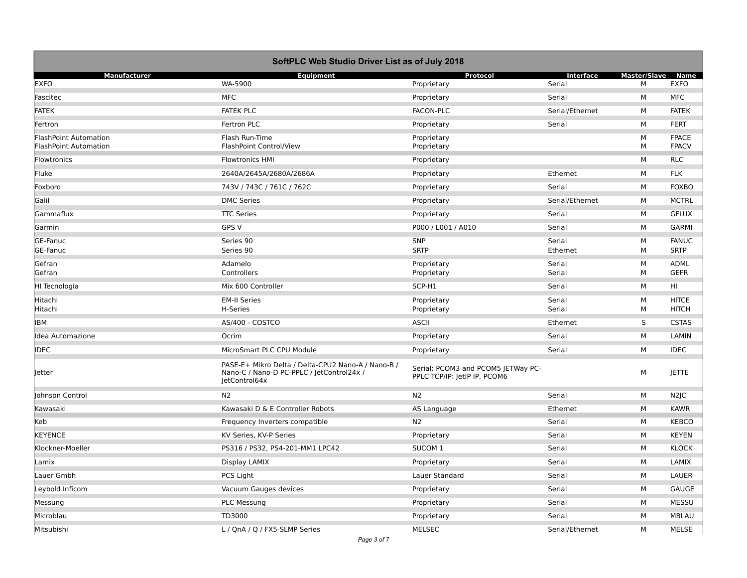| SoftPLC Web Studio Driver List as of July 2018 | | | | | |
|---|---|---|---|---|---|
| **Manufacturer** | **Equipment** | **Protocol** | **Interface** | **Master/Slave** | **Name** |
| EXFO | WA-5900 | Proprietary | Serial | M | EXFO |
| Fascitec | MFC | Proprietary | Serial | M | MFC |
| FATEK | FATEK PLC | FACON-PLC | Serial/Ethernet | M | FATEK |
| Fertron | Fertron PLC | Proprietary | Serial | M | FERT |
| FlashPoint Automation | Flash Run-Time | Proprietary | | M | FPACE |
| FlashPoint Automation | FlashPoint Control/View | Proprietary | | M | FPACV |
| Flowtronics | Flowtronics HMI | Proprietary | | M | RLC |
| Fluke | 2640A/2645A/2680A/2686A | Proprietary | Ethernet | M | FLK |
| Foxboro | 743V / 743C / 761C / 762C | Proprietary | Serial | M | FOXBO |
| Galil | DMC Series | Proprietary | Serial/Ethernet | M | MCTRL |
| Gammaflux | TTC Series | Proprietary | Serial | M | GFLUX |
| Garmin | GPS V | P000 / L001 / A010 | Serial | M | GARMI |
| GE-Fanuc | Series 90 | SNP | Serial | M | FANUC |
| GE-Fanuc | Series 90 | SRTP | Ethernet | M | SRTP |
| Gefran | Adamelo | Proprietary | Serial | M | ADML |
| Gefran | Controllers | Proprietary | Serial | M | GEFR |
| HI Tecnologia | Mix 600 Controller | SCP-H1 | Serial | M | HI |
| Hitachi | EM-II Series | Proprietary | Serial | M | HITCE |
| Hitachi | H-Series | Proprietary | Serial | M | HITCH |
| IBM | AS/400 - COSTCO | ASCII | Ethernet | S | CSTAS |
| Idea Automazione | Ocrim | Proprietary | Serial | M | LAMIN |
| IDEC | MicroSmart PLC CPU Module | Proprietary | Serial | M | IDEC |
| Jetter | PASE-E+ Mikro Delta / Delta-CPU2 Nano-A / Nano-B / Nano-C / Nano-D PC-PPLC / JetControl24x / JetControl64x | Serial: PCOM3 and PCOM5 JETWay PC-PPLC TCP/IP: JetIP IP, PCOM6 | | M | JETTE |
| Johnson Control | N2 | N2 | Serial | M | N2JC |
| Kawasaki | Kawasaki D & E Controller Robots | AS Language | Ethernet | M | KAWR |
| Keb | Frequency Inverters compatible | N2 | Serial | M | KEBCO |
| KEYENCE | KV Series, KV-P Series | Proprietary | Serial | M | KEYEN |
| Klockner-Moeller | PS316 / PS32, PS4-201-MM1 LPC42 | SUCOM 1 | Serial | M | KLOCK |
| Lamix | Display LAMIX | Proprietary | Serial | M | LAMIX |
| Lauer Gmbh | PCS Light | Lauer Standard | Serial | M | LAUER |
| Leybold Inficom | Vacuum Gauges devices | Proprietary | Serial | M | GAUGE |
| Messung | PLC Messung | Proprietary | Serial | M | MESSU |
| Microblau | TD3000 | Proprietary | Serial | M | MBLAU |
| Mitsubishi | L / QnA / Q / FX5-SLMP Series | MELSEC | Serial/Ethernet | M | MELSE |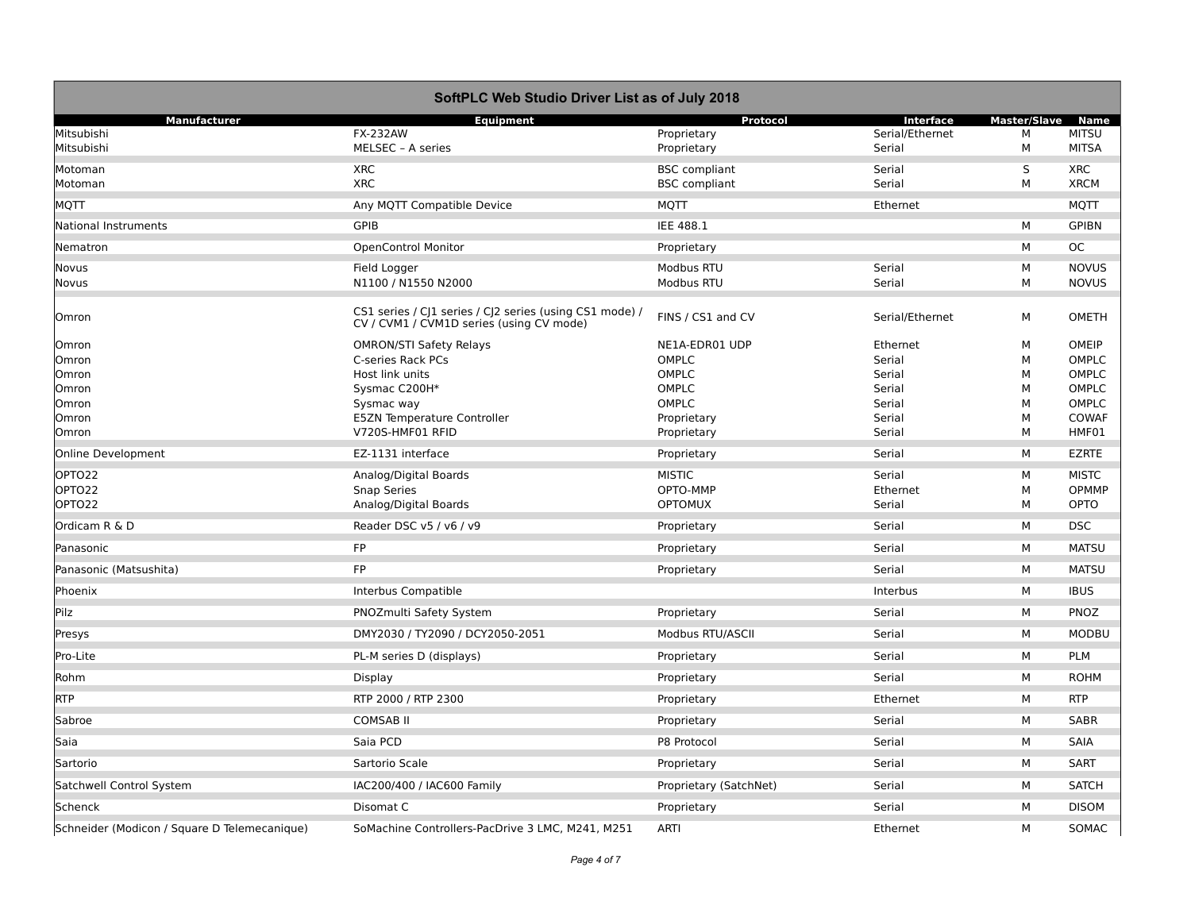## SoftPLC Web Studio Driver List as of July 2018

| Manufacturer | Equipment | Protocol | Interface | Master/Slave | Name |
|---|---|---|---|---|---|
| Mitsubishi | FX-232AW | Proprietary | Serial/Ethernet | M | MITSU |
| Mitsubishi | MELSEC – A series | Proprietary | Serial | M | MITSA |
| Motoman | XRC | BSC compliant | Serial | S | XRC |
| Motoman | XRC | BSC compliant | Serial | M | XRCM |
| MQTT | Any MQTT Compatible Device | MQTT | Ethernet | | MQTT |
| National Instruments | GPIB | IEE 488.1 | | M | GPIBN |
| Nematron | OpenControl Monitor | Proprietary | | M | OC |
| Novus | Field Logger | Modbus RTU | Serial | M | NOVUS |
| Novus | N1100 / N1550 N2000 | Modbus RTU | Serial | M | NOVUS |
| Omron | CS1 series / CJ1 series / CJ2 series (using CS1 mode) / CV / CVM1 / CVM1D series (using CV mode) | FINS / CS1 and CV | Serial/Ethernet | M | OMETH |
| Omron | OMRON/STI Safety Relays | NE1A-EDR01 UDP | Ethernet | M | OMEIP |
| Omron | C-series Rack PCs | OMPLC | Serial | M | OMPLC |
| Omron | Host link units | OMPLC | Serial | M | OMPLC |
| Omron | Sysmac C200H* | OMPLC | Serial | M | OMPLC |
| Omron | Sysmac way | OMPLC | Serial | M | OMPLC |
| Omron | E5ZN Temperature Controller | Proprietary | Serial | M | COWAF |
| Omron | V720S-HMF01 RFID | Proprietary | Serial | M | HMF01 |
| Online Development | EZ-1131 interface | Proprietary | Serial | M | EZRTE |
| OPTO22 | Analog/Digital Boards | MISTIC | Serial | M | MISTC |
| OPTO22 | Snap Series | OPTO-MMP | Ethernet | M | OPMMP |
| OPTO22 | Analog/Digital Boards | OPTOMUX | Serial | M | OPTO |
| Ordicam R & D | Reader DSC v5 / v6 / v9 | Proprietary | Serial | M | DSC |
| Panasonic | FP | Proprietary | Serial | M | MATSU |
| Panasonic (Matsushita) | FP | Proprietary | Serial | M | MATSU |
| Phoenix | Interbus Compatible | | Interbus | M | IBUS |
| Pilz | PNOZmulti Safety System | Proprietary | Serial | M | PNOZ |
| Presys | DMY2030 / TY2090 / DCY2050-2051 | Modbus RTU/ASCII | Serial | M | MODBU |
| Pro-Lite | PL-M series D (displays) | Proprietary | Serial | M | PLM |
| Rohm | Display | Proprietary | Serial | M | ROHM |
| RTP | RTP 2000 / RTP 2300 | Proprietary | Ethernet | M | RTP |
| Sabroe | COMSAB II | Proprietary | Serial | M | SABR |
| Saia | Saia PCD | P8 Protocol | Serial | M | SAIA |
| Sartorio | Sartorio Scale | Proprietary | Serial | M | SART |
| Satchwell Control System | IAC200/400 / IAC600 Family | Proprietary (SatchNet) | Serial | M | SATCH |
| Schenck | Disomat C | Proprietary | Serial | M | DISOM |
| Schneider (Modicon / Square D Telemecanique) | SoMachine Controllers-PacDrive 3 LMC, M241, M251 | ARTI | Ethernet | M | SOMAC |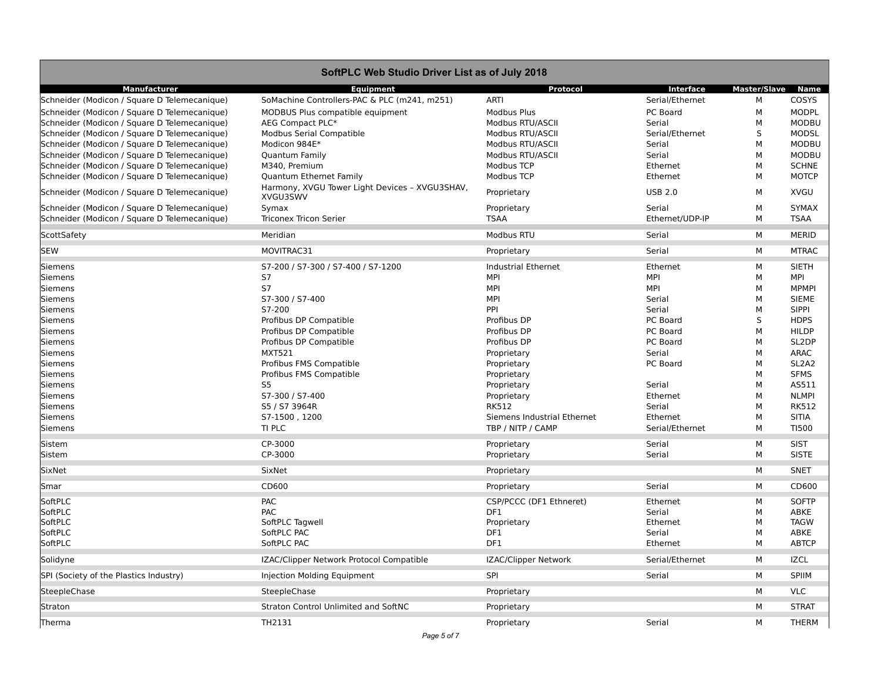| SoftPLC Web Studio Driver List as of July 2018 | | | | | |
|---|---|---|---|---|---|
| **Manufacturer** | **Equipment** | **Protocol** | **Interface** | **Master/Slave** | **Name** |
| Schneider (Modicon / Square D Telemecanique) | SoMachine Controllers-PAC & PLC (m241, m251) | ARTI | Serial/Ethernet | M | COSYS |
| Schneider (Modicon / Square D Telemecanique) | MODBUS Plus compatible equipment | Modbus Plus | PC Board | M | MODPL |
| Schneider (Modicon / Square D Telemecanique) | AEG Compact PLC* | Modbus RTU/ASCII | Serial | M | MODBU |
| Schneider (Modicon / Square D Telemecanique) | Modbus Serial Compatible | Modbus RTU/ASCII | Serial/Ethernet | S | MODSL |
| Schneider (Modicon / Square D Telemecanique) | Modicon 984E* | Modbus RTU/ASCII | Serial | M | MODBU |
| Schneider (Modicon / Square D Telemecanique) | Quantum Family | Modbus RTU/ASCII | Serial | M | MODBU |
| Schneider (Modicon / Square D Telemecanique) | M340, Premium | Modbus TCP | Ethernet | M | SCHNE |
| Schneider (Modicon / Square D Telemecanique) | Quantum Ethernet Family | Modbus TCP | Ethernet | M | MOTCP |
| Schneider (Modicon / Square D Telemecanique) | Harmony, XVGU Tower Light Devices – XVGU3SHAV, XVGU3SWV | Proprietary | USB 2.0 | M | XVGU |
| Schneider (Modicon / Square D Telemecanique) | Symax | Proprietary | Serial | M | SYMAX |
| Schneider (Modicon / Square D Telemecanique) | Triconex Tricon Serier | TSAA | Ethernet/UDP-IP | M | TSAA |
| ScottSafety | Meridian | Modbus RTU | Serial | M | MERID |
| SEW | MOVITRAC31 | Proprietary | Serial | M | MTRAC |
| Siemens | S7-200 / S7-300 / S7-400 / S7-1200 | Industrial Ethernet | Ethernet | M | SIETH |
| Siemens | S7 | MPI | MPI | M | MPI |
| Siemens | S7 | MPI | MPI | M | MPMPI |
| Siemens | S7-300 / S7-400 | MPI | Serial | M | SIEME |
| Siemens | S7-200 | PPI | Serial | M | SIPPI |
| Siemens | Profibus DP Compatible | Profibus DP | PC Board | S | HDPS |
| Siemens | Profibus DP Compatible | Profibus DP | PC Board | M | HILDP |
| Siemens | Profibus DP Compatible | Profibus DP | PC Board | M | SL2DP |
| Siemens | MXT521 | Proprietary | Serial | M | ARAC |
| Siemens | Profibus FMS Compatible | Proprietary | PC Board | M | SL2A2 |
| Siemens | Profibus FMS Compatible | Proprietary | | M | SFMS |
| Siemens | S5 | Proprietary | Serial | M | AS511 |
| Siemens | S7-300 / S7-400 | Proprietary | Ethernet | M | NLMPI |
| Siemens | S5 / S7 3964R | RK512 | Serial | M | RK512 |
| Siemens | S7-1500 , 1200 | Siemens Industrial Ethernet | Ethernet | M | SITIA |
| Siemens | TI PLC | TBP / NITP / CAMP | Serial/Ethernet | M | TI500 |
| Sistem | CP-3000 | Proprietary | Serial | M | SIST |
| Sistem | CP-3000 | Proprietary | Serial | M | SISTE |
| SixNet | SixNet | Proprietary | | M | SNET |
| Smar | CD600 | Proprietary | Serial | M | CD600 |
| SoftPLC | PAC | CSP/PCCC (DF1 Ethneret) | Ethernet | M | SOFTP |
| SoftPLC | PAC | DF1 | Serial | M | ABKE |
| SoftPLC | SoftPLC Tagwell | Proprietary | Ethernet | M | TAGW |
| SoftPLC | SoftPLC PAC | DF1 | Serial | M | ABKE |
| SoftPLC | SoftPLC PAC | DF1 | Ethernet | M | ABTCP |
| Solidyne | IZAC/Clipper Network Protocol Compatible | IZAC/Clipper Network | Serial/Ethernet | M | IZCL |
| SPI (Society of the Plastics Industry) | Injection Molding Equipment | SPI | Serial | M | SPIIM |
| SteepleChase | SteepleChase | Proprietary | | M | VLC |
| Straton | Straton Control Unlimited and SoftNC | Proprietary | | M | STRAT |
| Therma | TH2131 | Proprietary | Serial | M | THERM |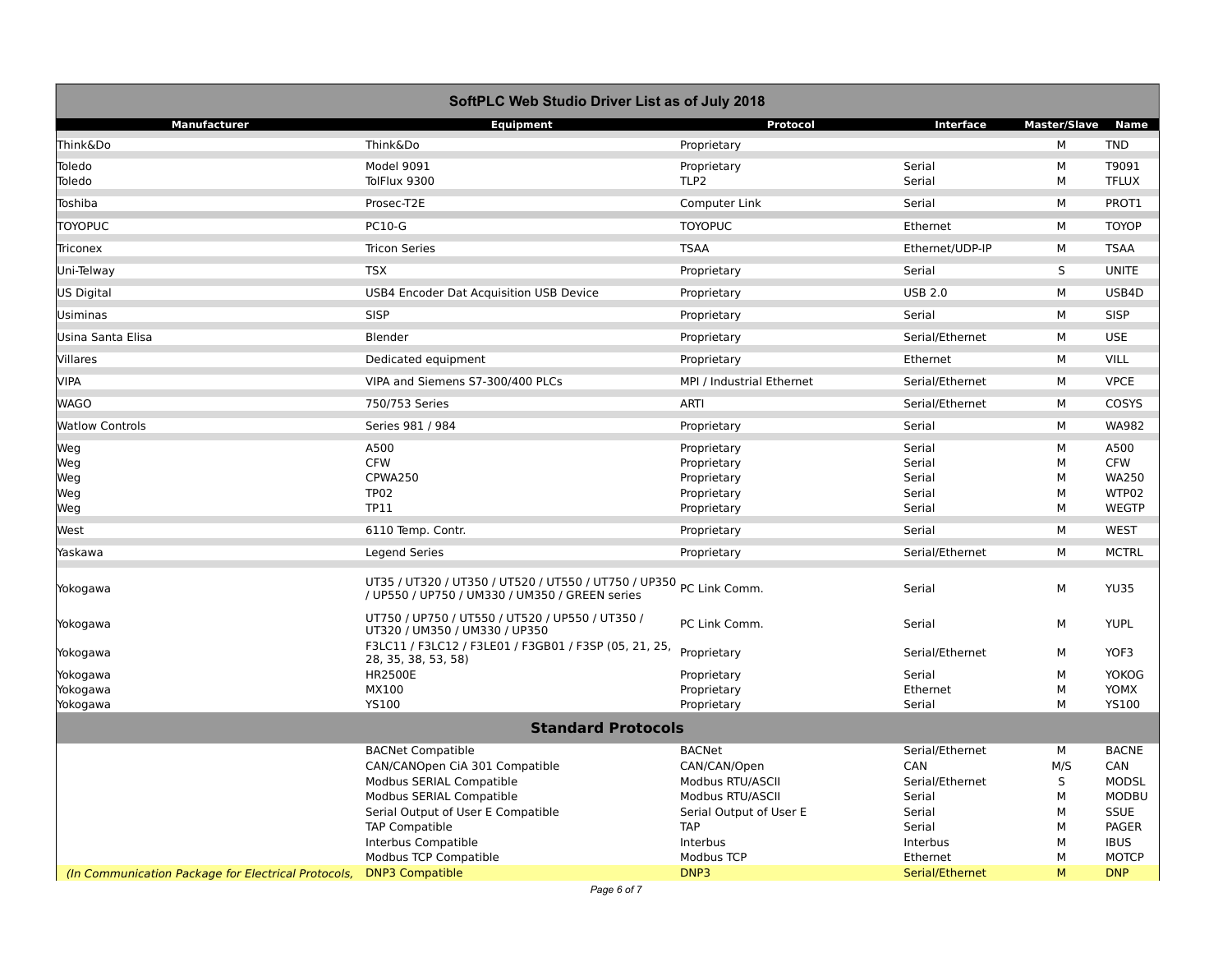**SoftPLC Web Studio Driver List as of July 2018**

| Manufacturer | Equipment | Protocol | Interface | Master/Slave | Name |
|---|---|---|---|---|---|
| Think&Do | Think&Do | Proprietary | | M | TND |
| Toledo | Model 9091 | Proprietary | Serial | M | T9091 |
| Toledo | TolFlux 9300 | TLP2 | Serial | M | TFLUX |
| Toshiba | Prosec-T2E | Computer Link | Serial | M | PROT1 |
| TOYOPUC | PC10-G | TOYOPUC | Ethernet | M | TOYOP |
| Triconex | Tricon Series | TSAA | Ethernet/UDP-IP | M | TSAA |
| Uni-Telway | TSX | Proprietary | Serial | S | UNITE |
| US Digital | USB4 Encoder Dat Acquisition USB Device | Proprietary | USB 2.0 | M | USB4D |
| Usiminas | SISP | Proprietary | Serial | M | SISP |
| Usina Santa Elisa | Blender | Proprietary | Serial/Ethernet | M | USE |
| Villares | Dedicated equipment | Proprietary | Ethernet | M | VILL |
| VIPA | VIPA and Siemens S7-300/400 PLCs | MPI / Industrial Ethernet | Serial/Ethernet | M | VPCE |
| WAGO | 750/753 Series | ARTI | Serial/Ethernet | M | COSYS |
| Watlow Controls | Series 981 / 984 | Proprietary | Serial | M | WA982 |
| Weg | A500 | Proprietary | Serial | M | A500 |
| Weg | CFW | Proprietary | Serial | M | CFW |
| Weg | CPWA250 | Proprietary | Serial | M | WA250 |
| Weg | TP02 | Proprietary | Serial | M | WTP02 |
| Weg | TP11 | Proprietary | Serial | M | WEGTP |
| West | 6110 Temp. Contr. | Proprietary | Serial | M | WEST |
| Yaskawa | Legend Series | Proprietary | Serial/Ethernet | M | MCTRL |
| Yokogawa | UT35 / UT320 / UT350 / UT520 / UT550 / UT750 / UP350 / UP550 / UP750 / UM330 / UM350 / GREEN series | PC Link Comm. | Serial | M | YU35 |
| Yokogawa | UT750 / UP750 / UT550 / UT520 / UP550 / UT350 / UT320 / UM350 / UM330 / UP350 | PC Link Comm. | Serial | M | YUPL |
| Yokogawa | F3LC11 / F3LC12 / F3LE01 / F3GB01 / F3SP (05, 21, 25, 28, 35, 38, 53, 58) | Proprietary | Serial/Ethernet | M | YOF3 |
| Yokogawa | HR2500E | Proprietary | Serial | M | YOKOG |
| Yokogawa | MX100 | Proprietary | Ethernet | M | YOMX |
| Yokogawa | YS100 | Proprietary | Serial | M | YS100 |
| **Standard Protocols** | | | | | |
| | BACNet Compatible | BACNet | Serial/Ethernet | M | BACNE |
| | CAN/CANOpen CiA 301 Compatible | CAN/CAN/Open | CAN | M/S | CAN |
| | Modbus SERIAL Compatible | Modbus RTU/ASCII | Serial/Ethernet | S | MODSL |
| | Modbus SERIAL Compatible | Modbus RTU/ASCII | Serial | M | MODBU |
| | Serial Output of User E Compatible | Serial Output of User E | Serial | M | SSUE |
| | TAP Compatible | TAP | Serial | M | PAGER |
| | Interbus Compatible | Interbus | Interbus | M | IBUS |
| | Modbus TCP Compatible | Modbus TCP | Ethernet | M | MOTCP |
| *(In Communication Package for Electrical Protocols,* | DNP3 Compatible | DNP3 | Serial/Ethernet | M | DNP |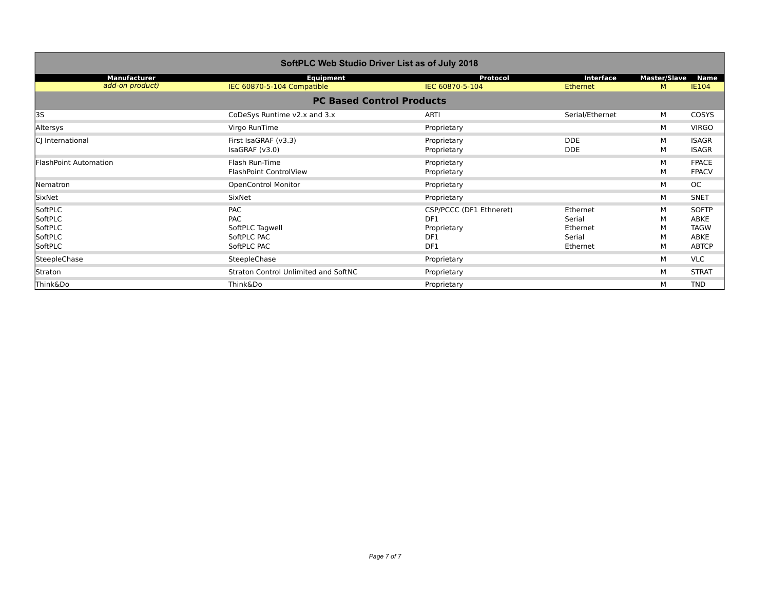## SoftPLC Web Studio Driver List as of July 2018

| Manufacturer | Equipment | Protocol | Interface | Master/Slave | Name |
|---|---|---|---|---|---|
| *add-on product)* | IEC 60870-5-104 Compatible | IEC 60870-5-104 | Ethernet | M | IE104 |
| **PC Based Control Products** | | | | | |
| 3S | CoDeSys Runtime v2.x and 3.x | ARTI | Serial/Ethernet | M | COSYS |
| Altersys | Virgo RunTime | Proprietary | | M | VIRGO |
| CJ International | First IsaGRAF (v3.3) | Proprietary | DDE | M | ISAGR |
| | IsaGRAF (v3.0) | Proprietary | DDE | M | ISAGR |
| FlashPoint Automation | Flash Run-Time | Proprietary | | M | FPACE |
| | FlashPoint ControlView | Proprietary | | M | FPACV |
| Nematron | OpenControl Monitor | Proprietary | | M | OC |
| SixNet | SixNet | Proprietary | | M | SNET |
| SoftPLC | PAC | CSP/PCCC (DF1 Ethneret) | Ethernet | M | SOFTP |
| SoftPLC | PAC | DF1 | Serial | M | ABKE |
| SoftPLC | SoftPLC Tagwell | Proprietary | Ethernet | M | TAGW |
| SoftPLC | SoftPLC PAC | DF1 | Serial | M | ABKE |
| SoftPLC | SoftPLC PAC | DF1 | Ethernet | M | ABTCP |
| SteepleChase | SteepleChase | Proprietary | | M | VLC |
| Straton | Straton Control Unlimited and SoftNC | Proprietary | | M | STRAT |
| Think&Do | Think&Do | Proprietary | | M | TND |